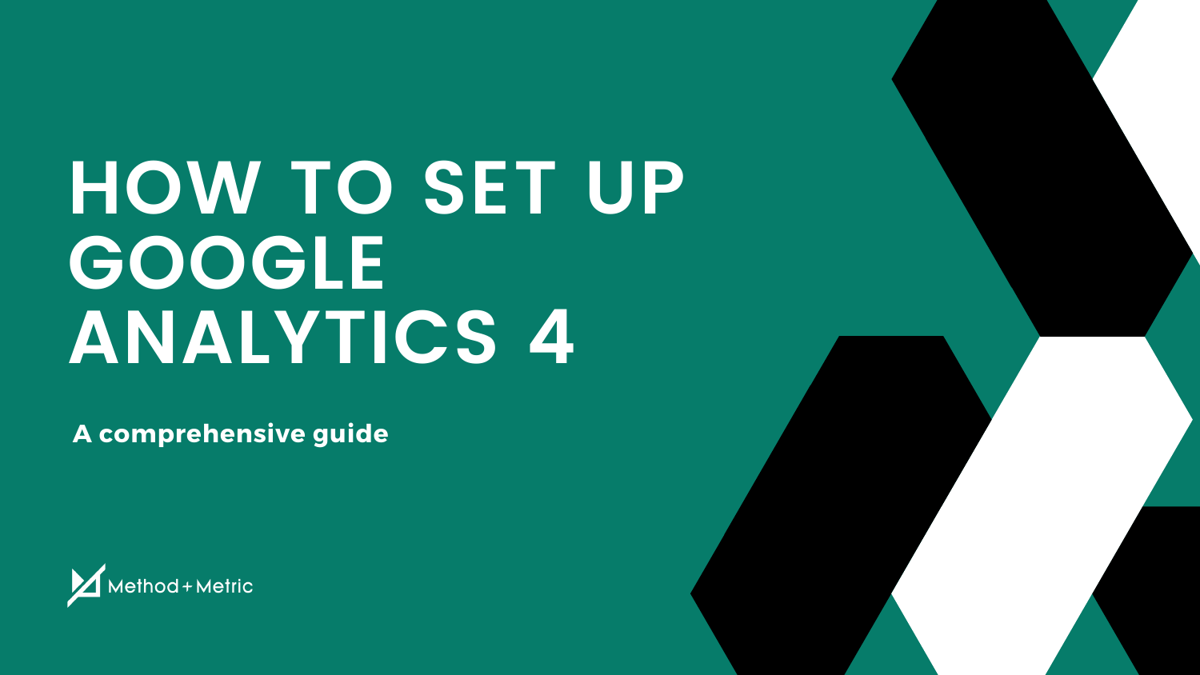# HOW TO SET UP GOOGLE ANALYTICS 4

**A comprehensive guide**

Method + Metric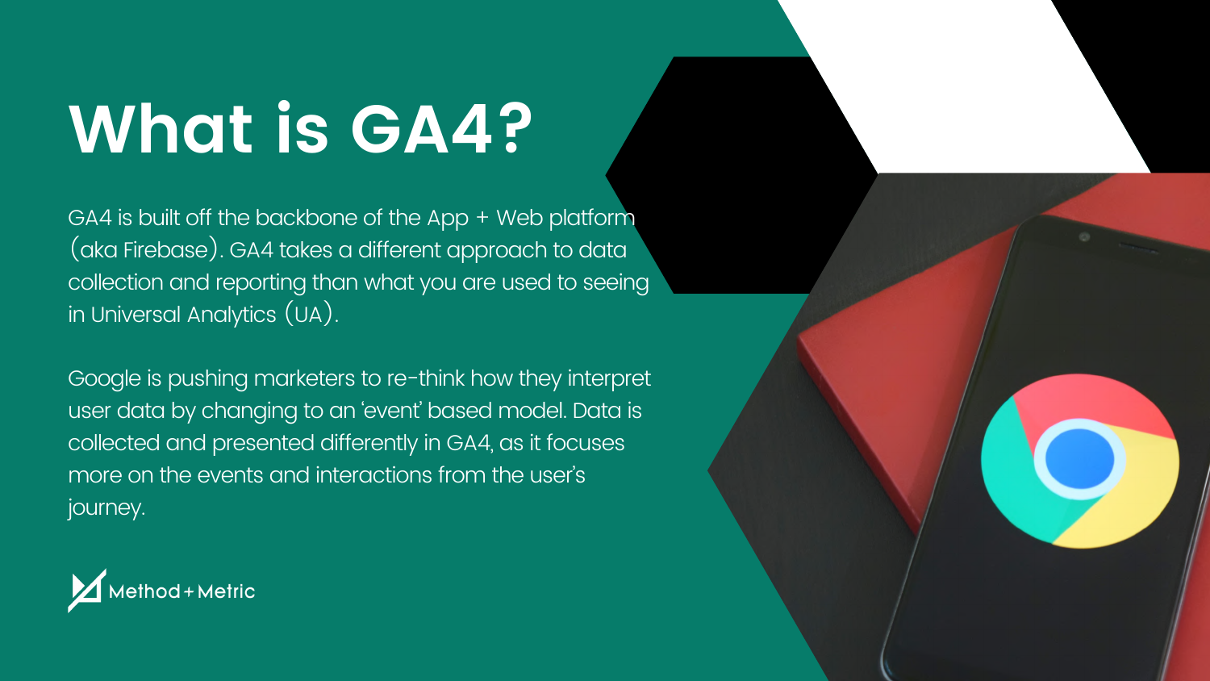# What is GA4?

GA4 is built off the backbone of the App + Web platform (aka Firebase). GA4 takes a different approach to data collection and reporting than what you are used to seeing in Universal Analytics (UA).

Google is pushing marketers to re-think how they interpret user data by changing to an 'event' based model. Data is collected and presented differently in GA4, as it focuses more on the events and interactions from the user's journey.

Method + Metric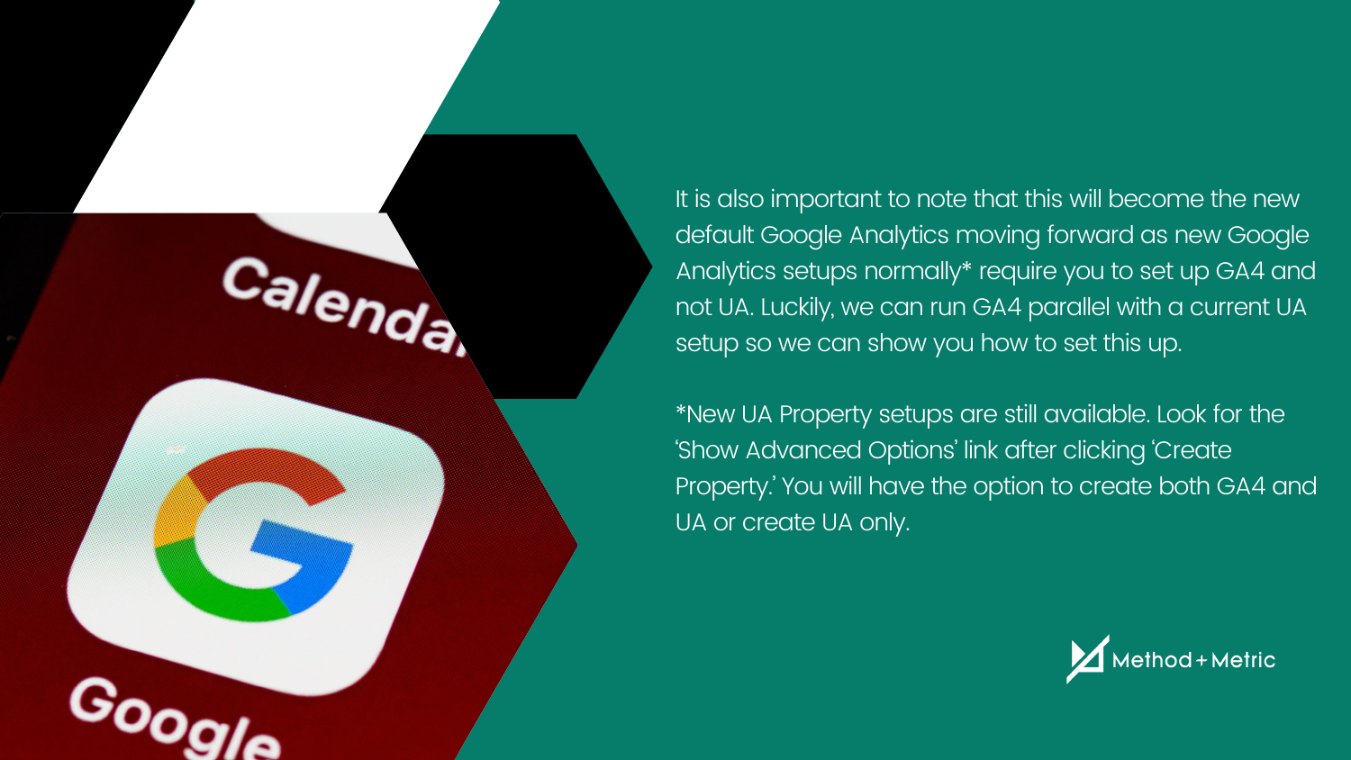It is also important to note that this will become the new default Google Analytics moving forward as new Google Analytics setups normally* require you to set up GA4 and not UA. Luckily, we can run GA4 parallel with a current UA setup so we can show you how to set this up.

*New UA Property setups are still available. Look for the 'Show Advanced Options' link after clicking 'Create Property.' You will have the option to create both GA4 and UA or create UA only.

Method + Metric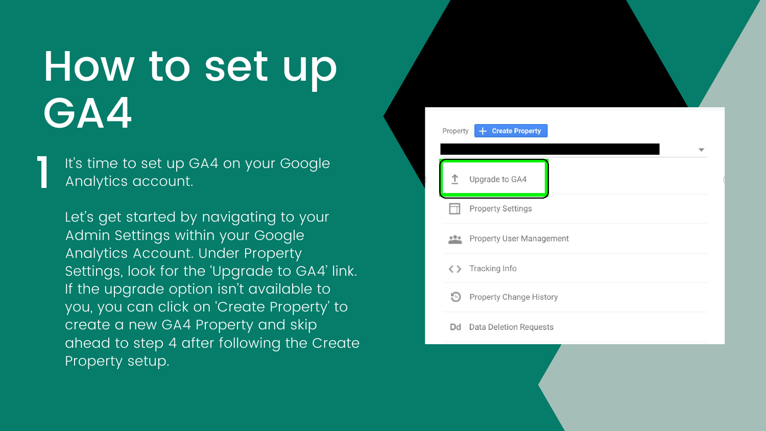# How to set up GA4

1. It's time to set up GA4 on your Google Analytics account.

   Let's get started by navigating to your Admin Settings within your Google Analytics Account. Under Property Settings, look for the 'Upgrade to GA4' link. If the upgrade option isn't available to you, you can click on 'Create Property' to create a new GA4 Property and skip ahead to step 4 after following the Create Property setup.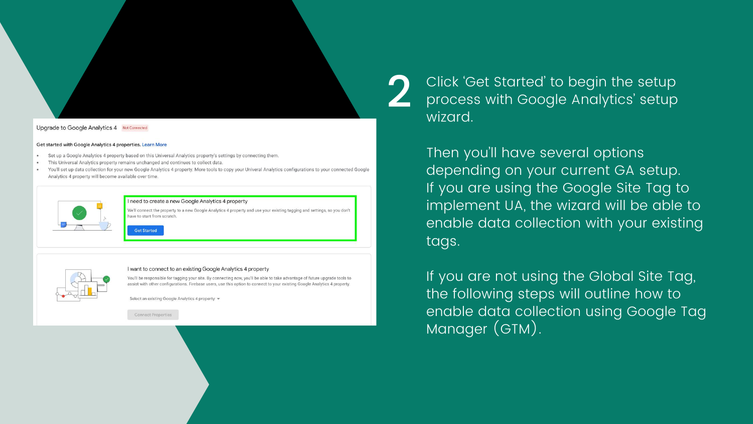Upgrade to Google Analytics 4 Not Connected

Get started with Google Analytics 4 properties. Learn More

- Set up a Google Analytics 4 property based on this Universal Analytics property's settings by connecting them.
- This Universal Analytics property remains unchanged and continues to collect data.
- You'll set up data collection for your new Google Analytics 4 property. More tools to copy your Univeral Analytics configurations to your connected Google Analytics 4 property will become available over time.

I need to create a new Google Analytics 4 property

We'll connect the property to a new Google Analytics 4 property and use your existing tagging and settings, so you don't have to start from scratch.

Get Started

I want to connect to an existing Google Analytics 4 property

You'll be responsible for tagging your site. By connecting now, you'll be able to take advantage of future upgrade tools to assist with other configurations. Firebase users, use this option to connect to your existing Google Analytics 4 property.

Select an existing Google Analytics 4 property

Connect Properties

## 2

Click 'Get Started' to begin the setup process with Google Analytics' setup wizard.

Then you'll have several options depending on your current GA setup. If you are using the Google Site Tag to implement UA, the wizard will be able to enable data collection with your existing tags.

If you are not using the Global Site Tag, the following steps will outline how to enable data collection using Google Tag Manager (GTM).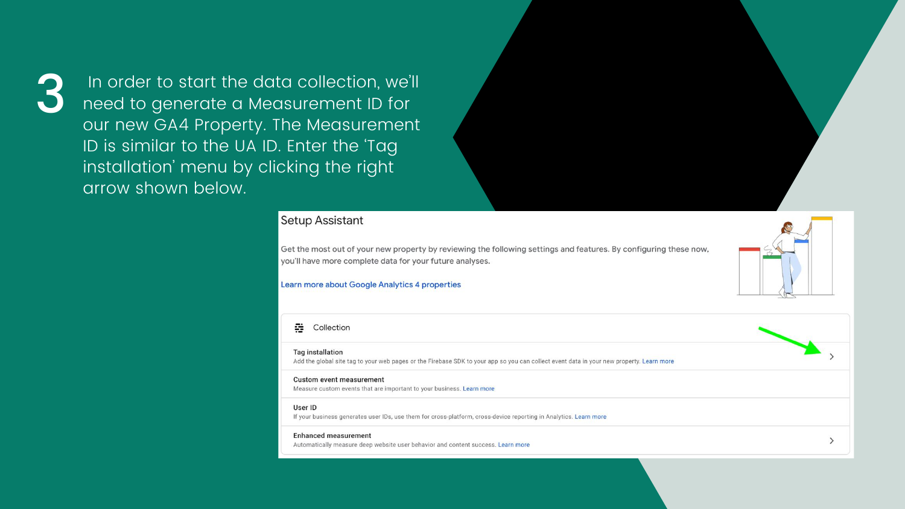3

In order to start the data collection, we'll need to generate a Measurement ID for our new GA4 Property. The Measurement ID is similar to the UA ID. Enter the 'Tag installation' menu by clicking the right arrow shown below.

## Setup Assistant

Get the most out of your new property by reviewing the following settings and features. By configuring these now, you'll have more complete data for your future analyses.

Learn more about Google Analytics 4 properties

**Collection**

**Tag installation**
Add the global site tag to your web pages or the Firebase SDK to your app so you can collect event data in your new property. Learn more

**Custom event measurement**
Measure custom events that are important to your business. Learn more

**User ID**
If your business generates user IDs, use them for cross-platform, cross-device reporting in Analytics. Learn more

**Enhanced measurement**
Automatically measure deep website user behavior and content success. Learn more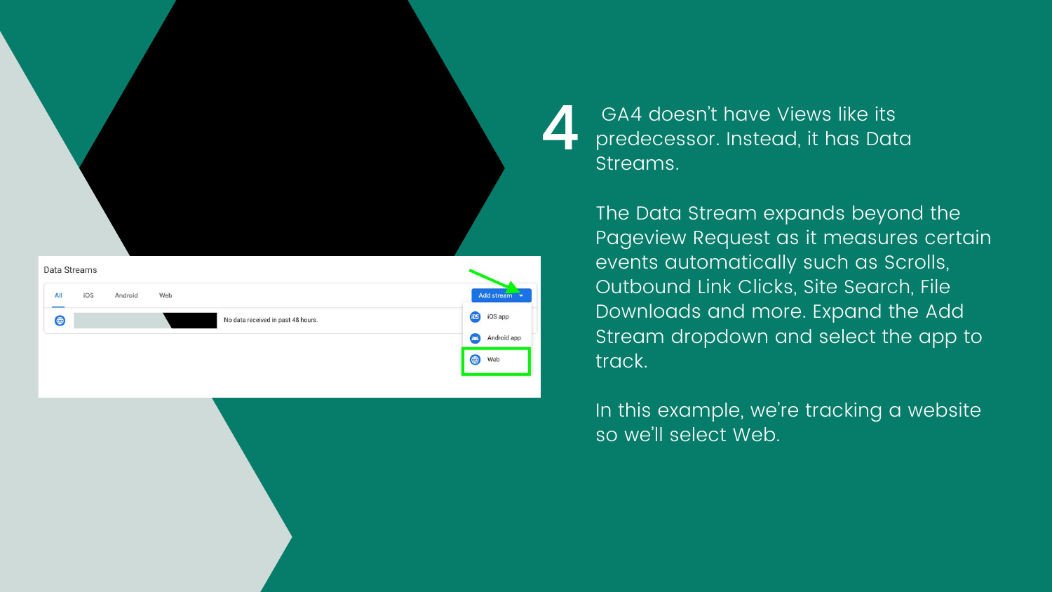# 4

GA4 doesn't have Views like its predecessor. Instead, it has Data Streams.

The Data Stream expands beyond the Pageview Request as it measures certain events automatically such as Scrolls, Outbound Link Clicks, Site Search, File Downloads and more. Expand the Add Stream dropdown and select the app to track.

In this example, we're tracking a website so we'll select Web.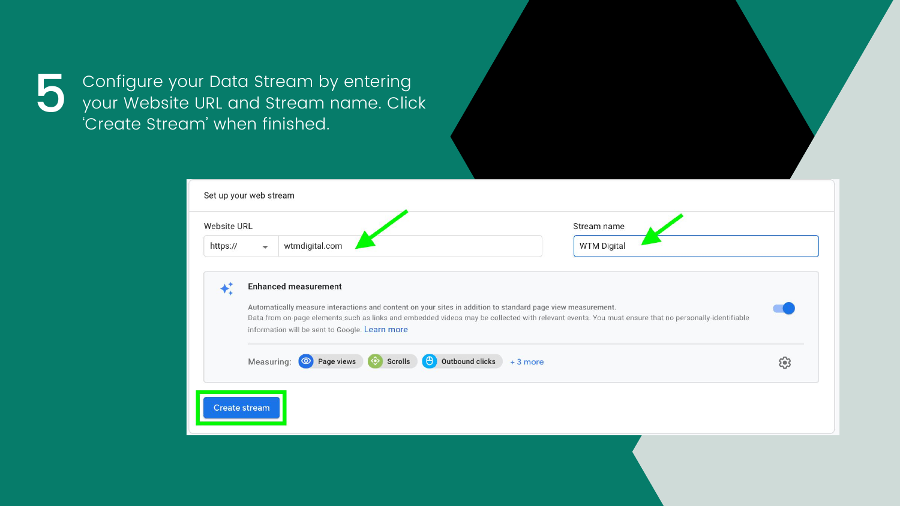# 5

Configure your Data Stream by entering your Website URL and Stream name. Click 'Create Stream' when finished.

Set up your web stream

Website URL

https:// wtmdigital.com

Stream name

WTM Digital

**Enhanced measurement**

Automatically measure interactions and content on your sites in addition to standard page view measurement.
Data from on-page elements such as links and embedded videos may be collected with relevant events. You must ensure that no personally-identifiable information will be sent to Google. Learn more

Measuring: Page views | Scrolls | Outbound clicks | + 3 more

Create stream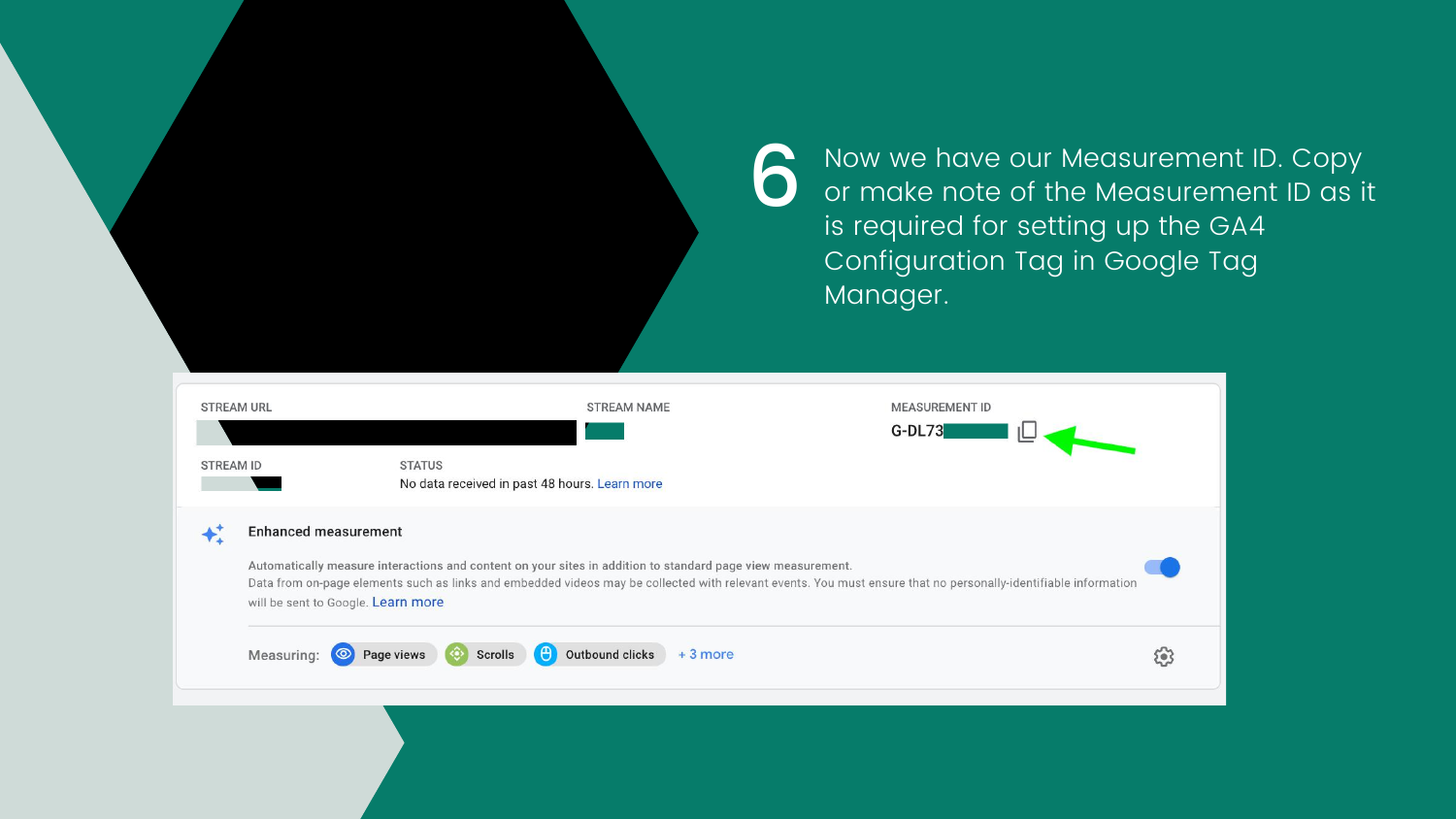6

Now we have our Measurement ID. Copy or make note of the Measurement ID as it is required for setting up the GA4 Configuration Tag in Google Tag Manager.

STREAM URL

STREAM NAME

MEASUREMENT ID

G-DL73

STREAM ID

STATUS

No data received in past 48 hours. Learn more

Enhanced measurement

Automatically measure interactions and content on your sites in addition to standard page view measurement.
Data from on-page elements such as links and embedded videos may be collected with relevant events. You must ensure that no personally-identifiable information will be sent to Google. Learn more

Measuring: Page views Scrolls Outbound clicks + 3 more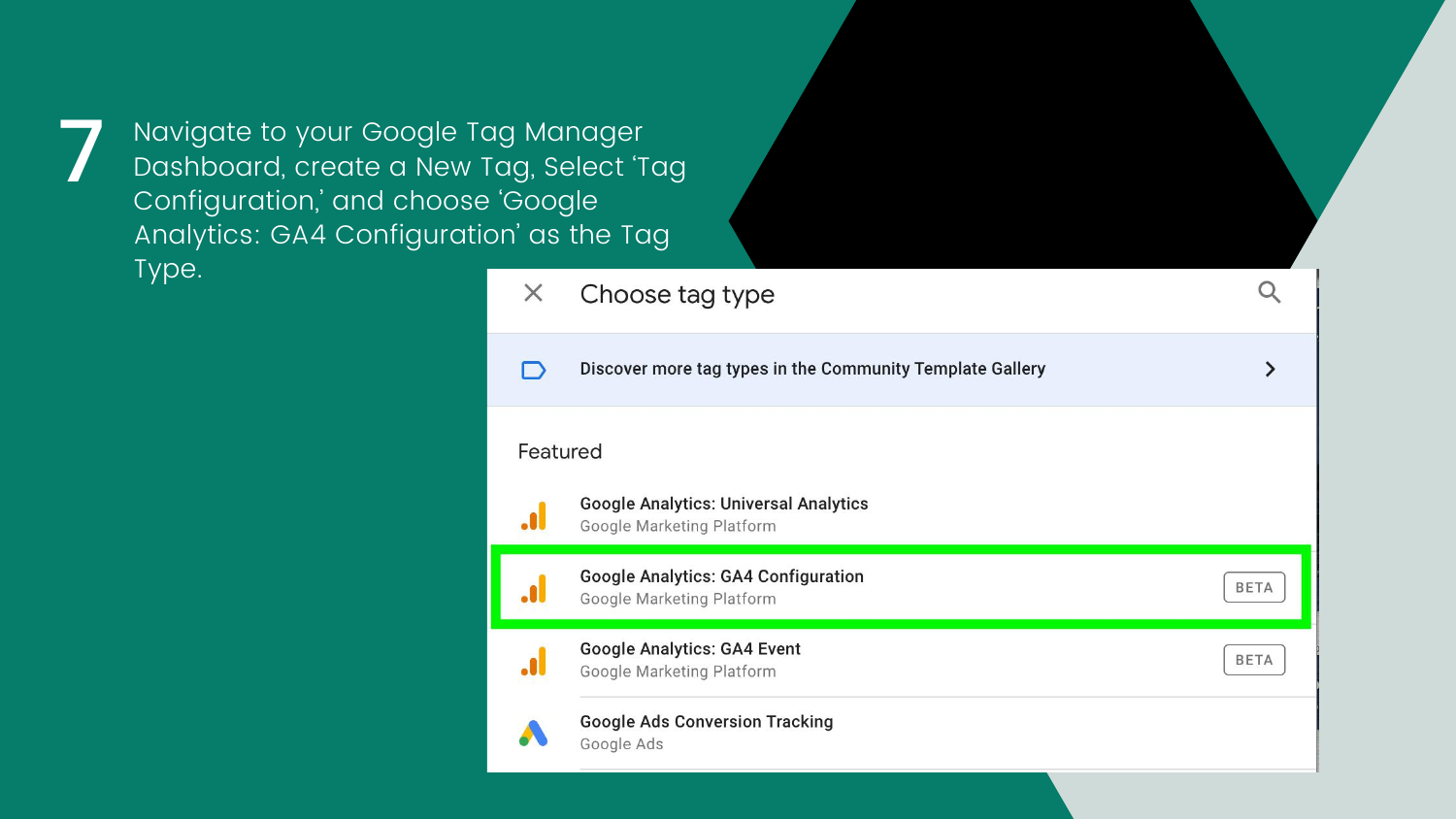7

Navigate to your Google Tag Manager Dashboard, create a New Tag, Select 'Tag Configuration,' and choose 'Google Analytics: GA4 Configuration' as the Tag Type.

Choose tag type

Discover more tag types in the Community Template Gallery

Featured

Google Analytics: Universal Analytics
Google Marketing Platform

Google Analytics: GA4 Configuration
Google Marketing Platform
BETA

Google Analytics: GA4 Event
Google Marketing Platform
BETA

Google Ads Conversion Tracking
Google Ads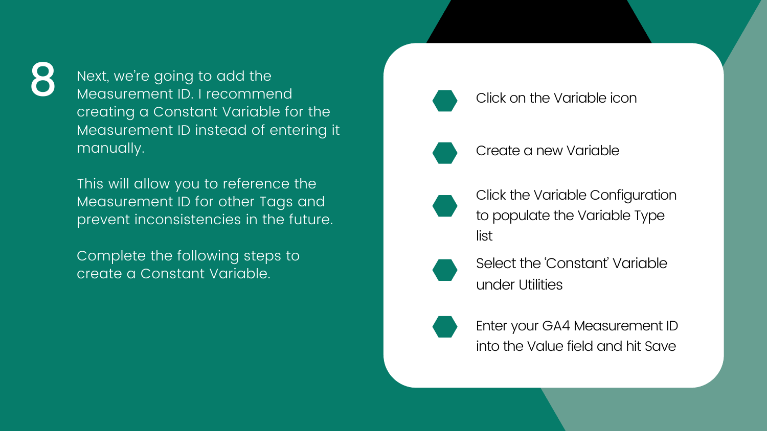# 8

Next, we're going to add the Measurement ID. I recommend creating a Constant Variable for the Measurement ID instead of entering it manually.

This will allow you to reference the Measurement ID for other Tags and prevent inconsistencies in the future.

Complete the following steps to create a Constant Variable.

- Click on the Variable icon
- Create a new Variable
- Click the Variable Configuration to populate the Variable Type list
- Select the 'Constant' Variable under Utilities
- Enter your GA4 Measurement ID into the Value field and hit Save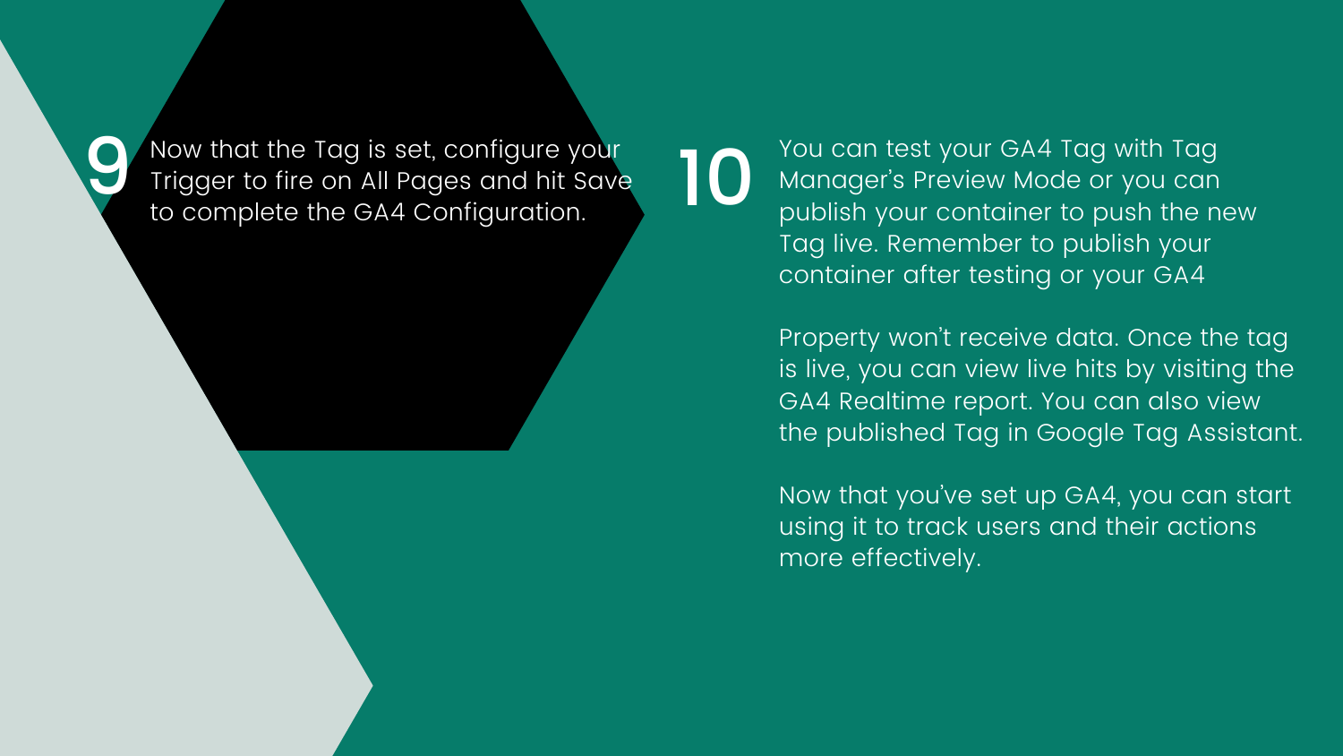**9** Now that the Tag is set, configure your Trigger to fire on All Pages and hit Save to complete the GA4 Configuration.

**10** You can test your GA4 Tag with Tag Manager's Preview Mode or you can publish your container to push the new Tag live. Remember to publish your container after testing or your GA4

Property won't receive data. Once the tag is live, you can view live hits by visiting the GA4 Realtime report. You can also view the published Tag in Google Tag Assistant.

Now that you've set up GA4, you can start using it to track users and their actions more effectively.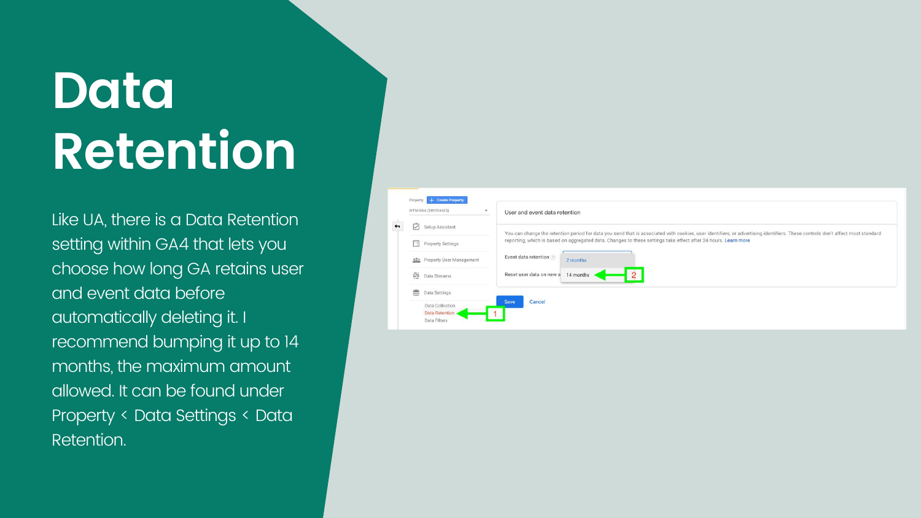# Data Retention

Like UA, there is a Data Retention setting within GA4 that lets you choose how long GA retains user and event data before automatically deleting it. I recommend bumping it up to 14 months, the maximum amount allowed. It can be found under Property < Data Settings < Data Retention.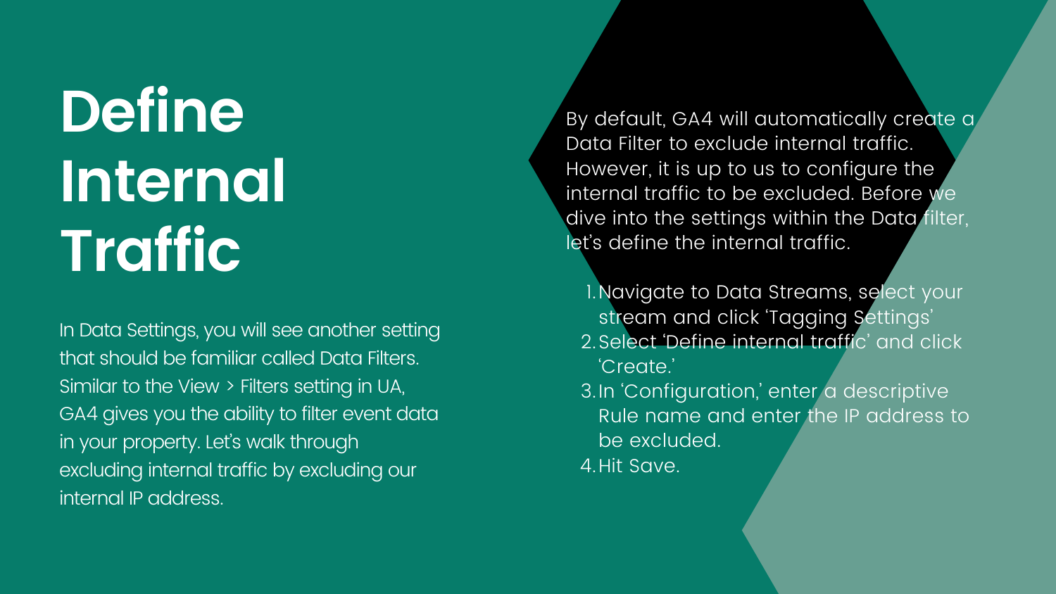# Define Internal Traffic

In Data Settings, you will see another setting that should be familiar called Data Filters. Similar to the View > Filters setting in UA, GA4 gives you the ability to filter event data in your property. Let's walk through excluding internal traffic by excluding our internal IP address.

By default, GA4 will automatically create a Data Filter to exclude internal traffic. However, it is up to us to configure the internal traffic to be excluded. Before we dive into the settings within the Data filter, let's define the internal traffic.

1. Navigate to Data Streams, select your stream and click 'Tagging Settings'
2. Select 'Define internal traffic' and click 'Create.'
3. In 'Configuration,' enter a descriptive Rule name and enter the IP address to be excluded.
4. Hit Save.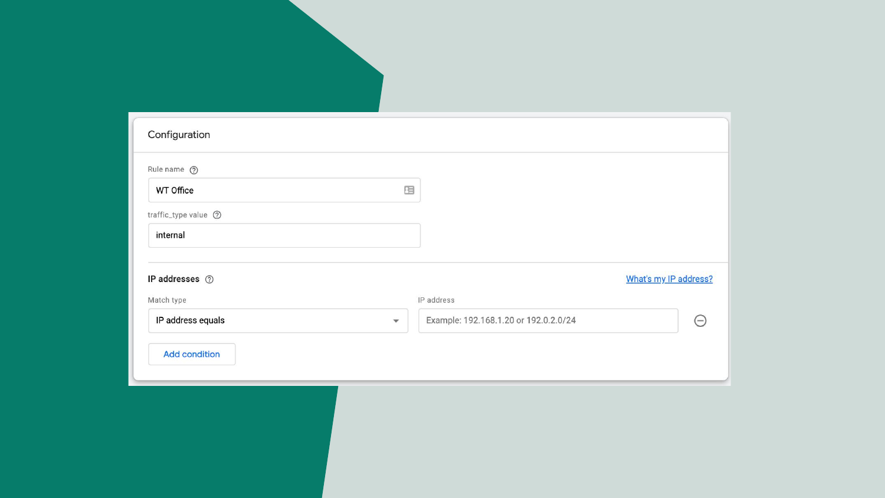## Configuration

Rule name

WT Office

traffic_type value

internal

**IP addresses**

What's my IP address?

| Match type | IP address |
| --- | --- |
| IP address equals | Example: 192.168.1.20 or 192.0.2.0/24 |

Add condition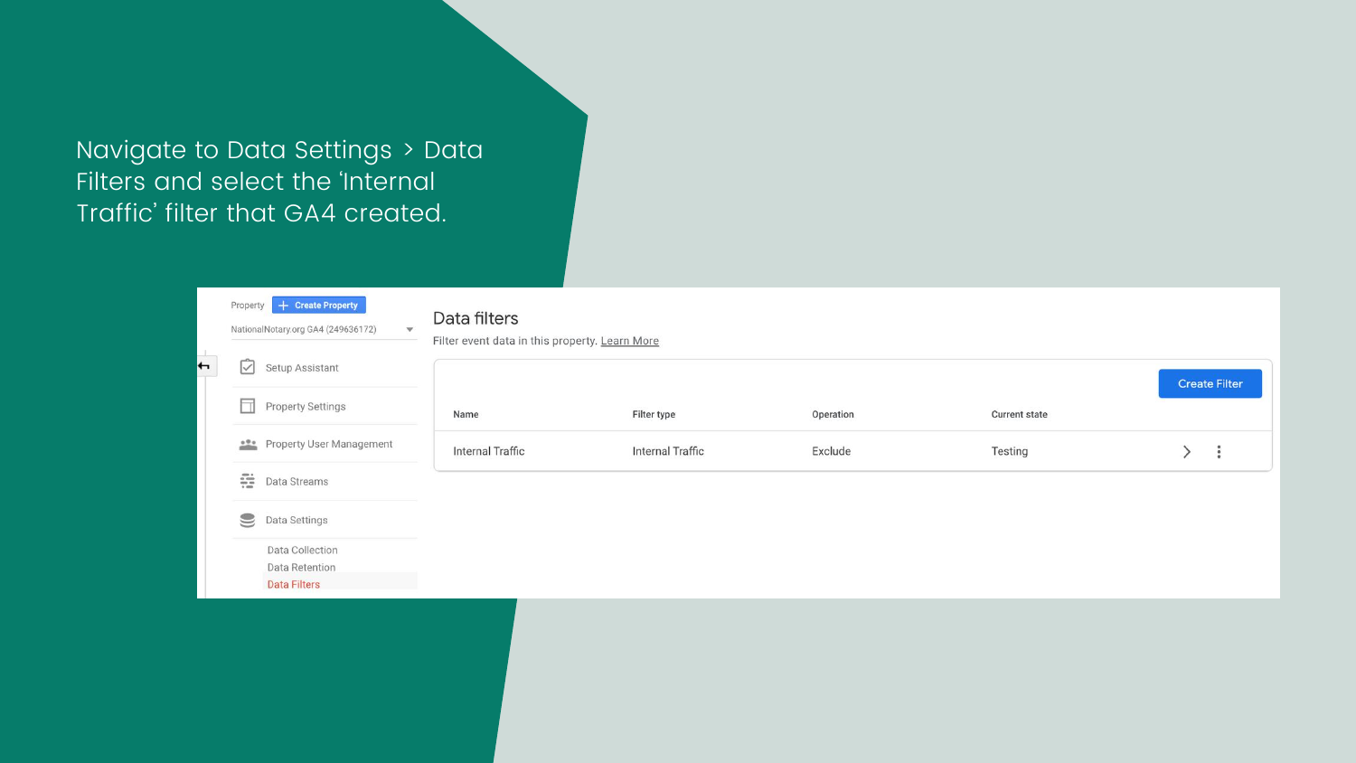Navigate to Data Settings > Data Filters and select the 'Internal Traffic' filter that GA4 created.

Property | Create Property

NationalNotary.org GA4 (249636172)

- Setup Assistant
- Property Settings
- Property User Management
- Data Streams
- Data Settings
  - Data Collection
  - Data Retention
  - Data Filters

## Data filters

Filter event data in this property. Learn More

Create Filter

| Name | Filter type | Operation | Current state |
| --- | --- | --- | --- |
| Internal Traffic | Internal Traffic | Exclude | Testing |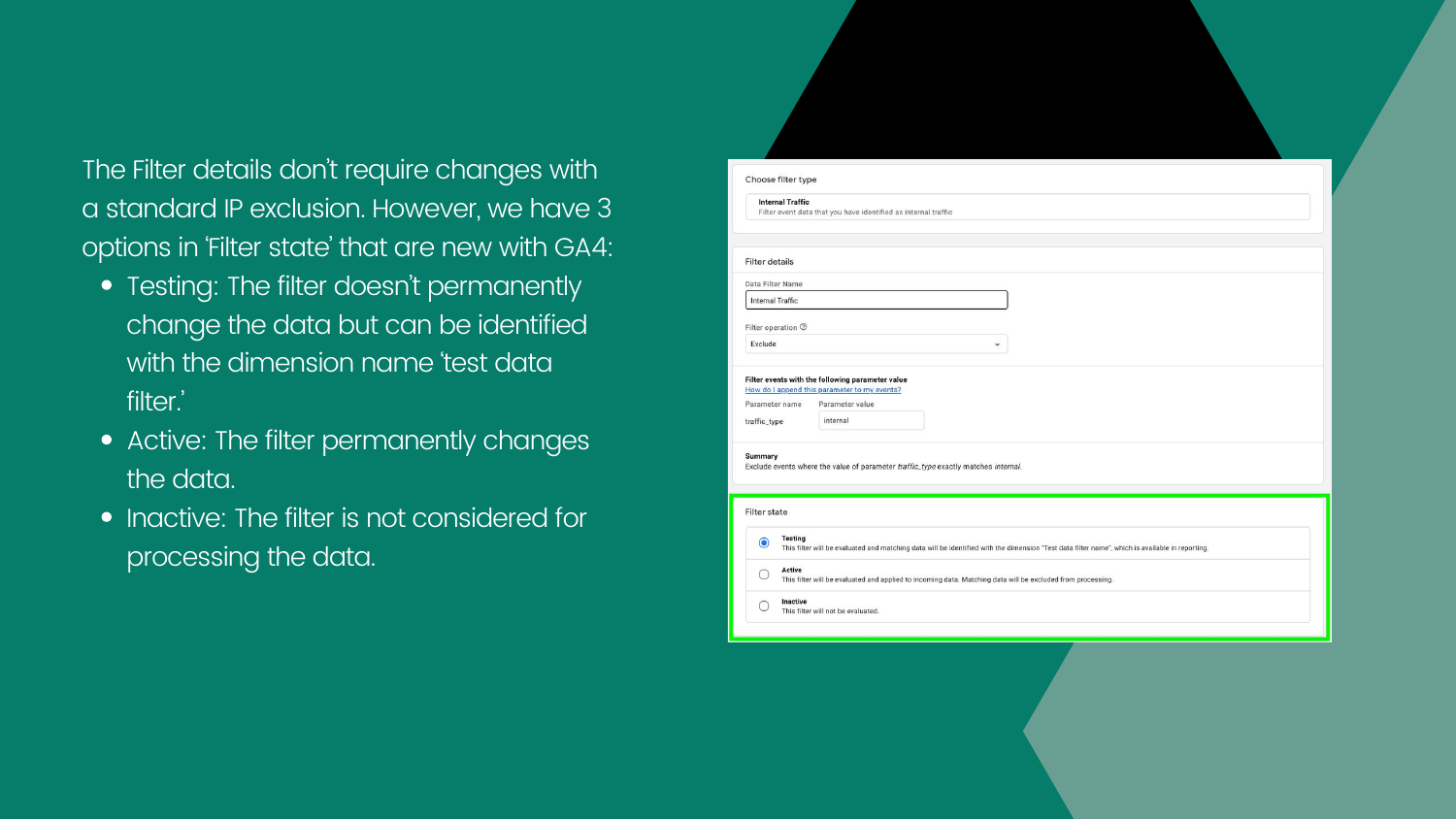The Filter details don't require changes with a standard IP exclusion. However, we have 3 options in 'Filter state' that are new with GA4:

- Testing: The filter doesn't permanently change the data but can be identified with the dimension name 'test data filter.'
- Active: The filter permanently changes the data.
- Inactive: The filter is not considered for processing the data.

Choose filter type

**Internal Traffic**
Filter event data that you have identified as internal traffic

Filter details

Data Filter Name

Internal Traffic

Filter operation

Exclude

**Filter events with the following parameter value**
How do I append this parameter to my events?

| Parameter name | Parameter value |
| --- | --- |
| traffic_type | internal |

**Summary**
Exclude events where the value of parameter *traffic_type* exactly matches *internal*.

Filter state

- **Testing**
  This filter will be evaluated and matching data will be identified with the dimension "Test data filter name", which is available in reporting.
- **Active**
  This filter will be evaluated and applied to incoming data. Matching data will be excluded from processing.
- **Inactive**
  This filter will not be evaluated.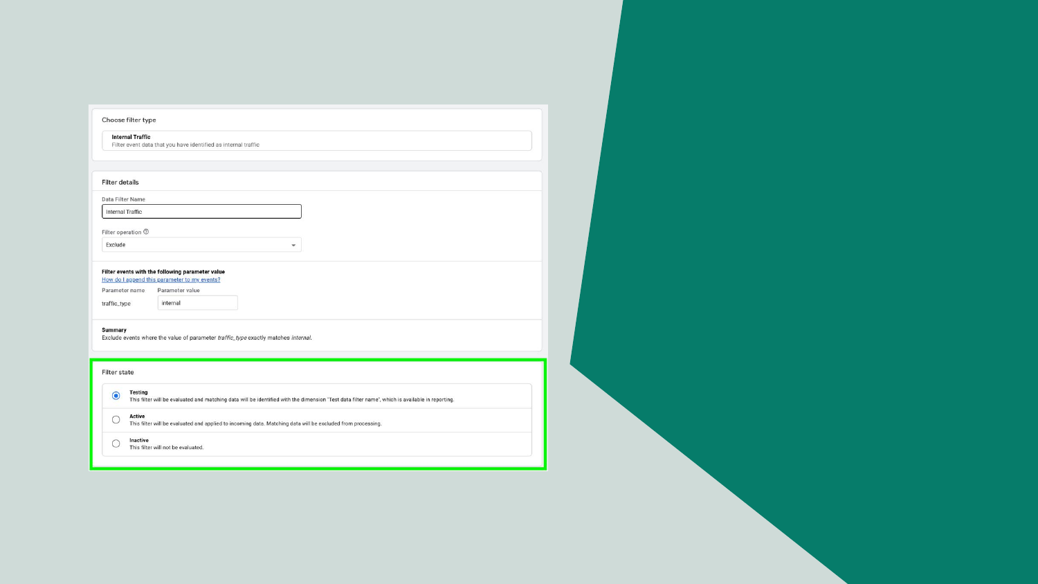Choose filter type

**Internal Traffic**
Filter event data that you have identified as internal traffic

Filter details

Data Filter Name

Internal Traffic

Filter operation

Exclude

**Filter events with the following parameter value**
How do I append this parameter to my events?

| Parameter name | Parameter value |
| --- | --- |
| traffic_type | internal |

**Summary**
Exclude events where the value of parameter *traffic_type* exactly matches *internal*.

Filter state

- **Testing**
  This filter will be evaluated and matching data will be identified with the dimension "Test data filter name", which is available in reporting.
- **Active**
  This filter will be evaluated and applied to incoming data. Matching data will be excluded from processing.
- **Inactive**
  This filter will not be evaluated.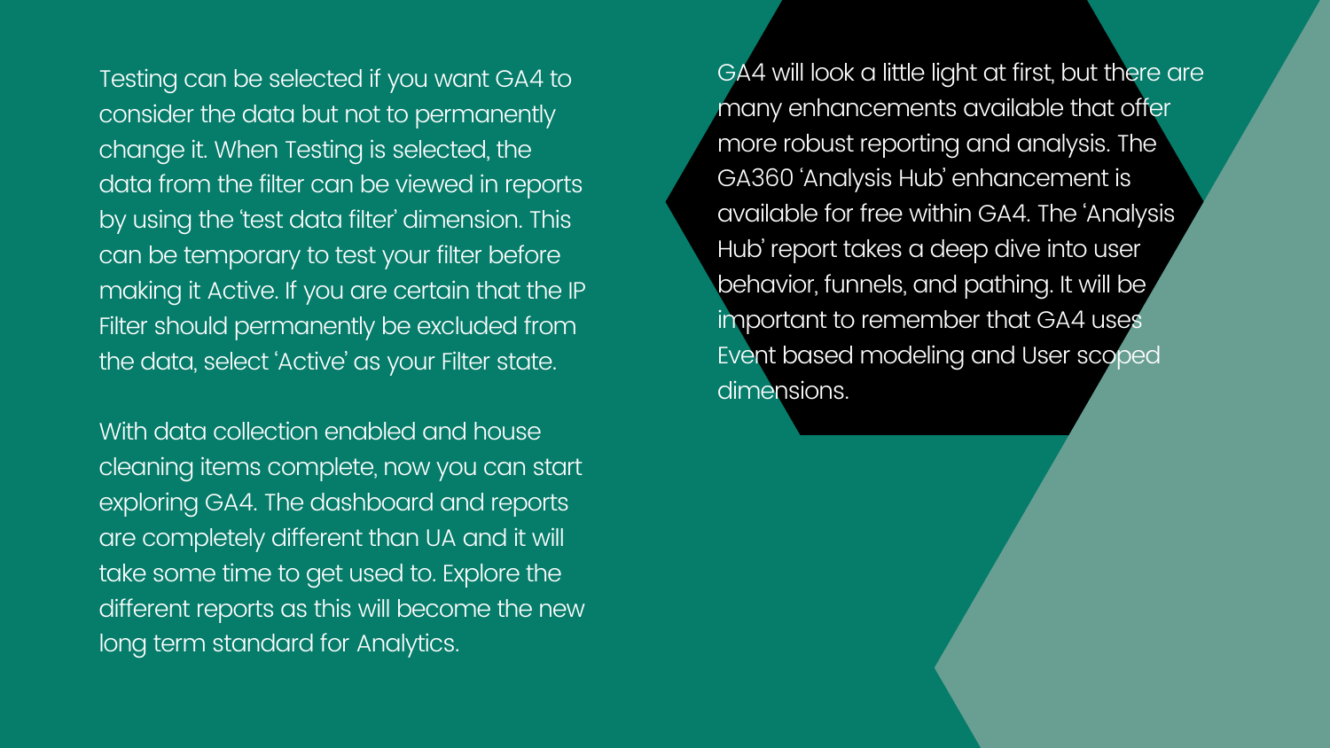Testing can be selected if you want GA4 to consider the data but not to permanently change it. When Testing is selected, the data from the filter can be viewed in reports by using the 'test data filter' dimension. This can be temporary to test your filter before making it Active. If you are certain that the IP Filter should permanently be excluded from the data, select 'Active' as your Filter state.

With data collection enabled and house cleaning items complete, now you can start exploring GA4. The dashboard and reports are completely different than UA and it will take some time to get used to. Explore the different reports as this will become the new long term standard for Analytics.

GA4 will look a little light at first, but there are many enhancements available that offer more robust reporting and analysis. The GA360 'Analysis Hub' enhancement is available for free within GA4. The 'Analysis Hub' report takes a deep dive into user behavior, funnels, and pathing. It will be important to remember that GA4 uses Event based modeling and User scoped dimensions.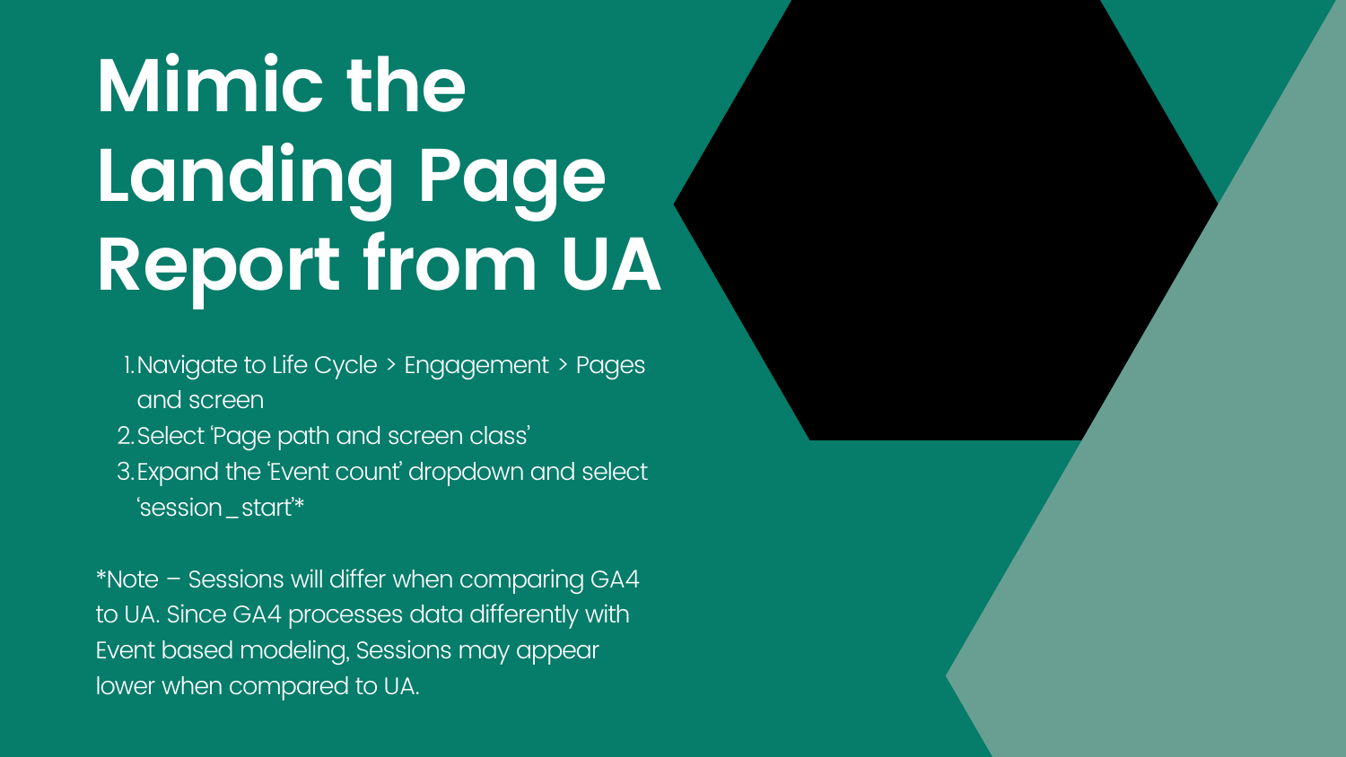# Mimic the Landing Page Report from UA

1. Navigate to Life Cycle > Engagement > Pages and screen
2. Select 'Page path and screen class'
3. Expand the 'Event count' dropdown and select 'session_start'*

*Note – Sessions will differ when comparing GA4 to UA. Since GA4 processes data differently with Event based modeling, Sessions may appear lower when compared to UA.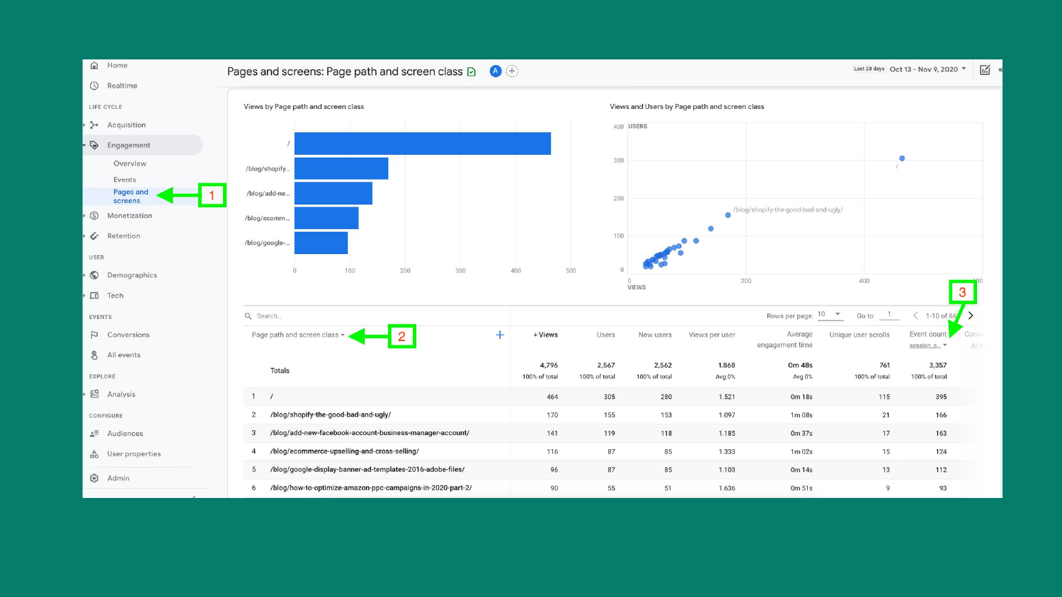# Pages and screens: Page path and screen class

Last 28 days Oct 13 - Nov 9, 2020

**Navigation:** Home · Realtime · LIFE CYCLE: Acquisition · Engagement (Overview, Events, Pages and screens) · Monetization · Retention · USER: Demographics · Tech · EVENTS: Conversions · All events · EXPLORE: Analysis · CONFIGURE: Audiences · User properties · Admin

1 — Pages and screens

2 — Page path and screen class

3 — Event count

**Views by Page path and screen class**

| Page path | Views (approx.) |
|---|---|
| / | 464 |
| /blog/shopify... | 170 |
| /blog/add-ne... | 141 |
| /blog/ecomm... | 116 |
| /blog/google-... | 96 |

**Views and Users by Page path and screen class**

Rows per page: 10 · Go to: 1 · 1-10 of 66

| | Page path and screen class | Views | Users | New users | Views per user | Average engagement time | Unique user scrolls | Event count (session_s...) |
|---|---|---|---|---|---|---|---|---|
| | Totals | 4,796 (100% of total) | 2,567 (100% of total) | 2,562 (100% of total) | 1.868 (Avg 0%) | 0m 48s (Avg 0%) | 761 (100% of total) | 3,357 (100% of total) |
| 1 | / | 464 | 305 | 280 | 1.521 | 0m 18s | 115 | 395 |
| 2 | /blog/shopify-the-good-bad-and-ugly/ | 170 | 155 | 153 | 1.097 | 1m 08s | 21 | 166 |
| 3 | /blog/add-new-facebook-account-business-manager-account/ | 141 | 119 | 118 | 1.185 | 0m 37s | 17 | 163 |
| 4 | /blog/ecommerce-upselling-and-cross-selling/ | 116 | 87 | 85 | 1.333 | 1m 02s | 15 | 124 |
| 5 | /blog/google-display-banner-ad-templates-2016-adobe-files/ | 96 | 87 | 85 | 1.103 | 0m 14s | 13 | 112 |
| 6 | /blog/how-to-optimize-amazon-ppc-campaigns-in-2020-part-2/ | 90 | 55 | 51 | 1.636 | 0m 51s | 9 | 93 |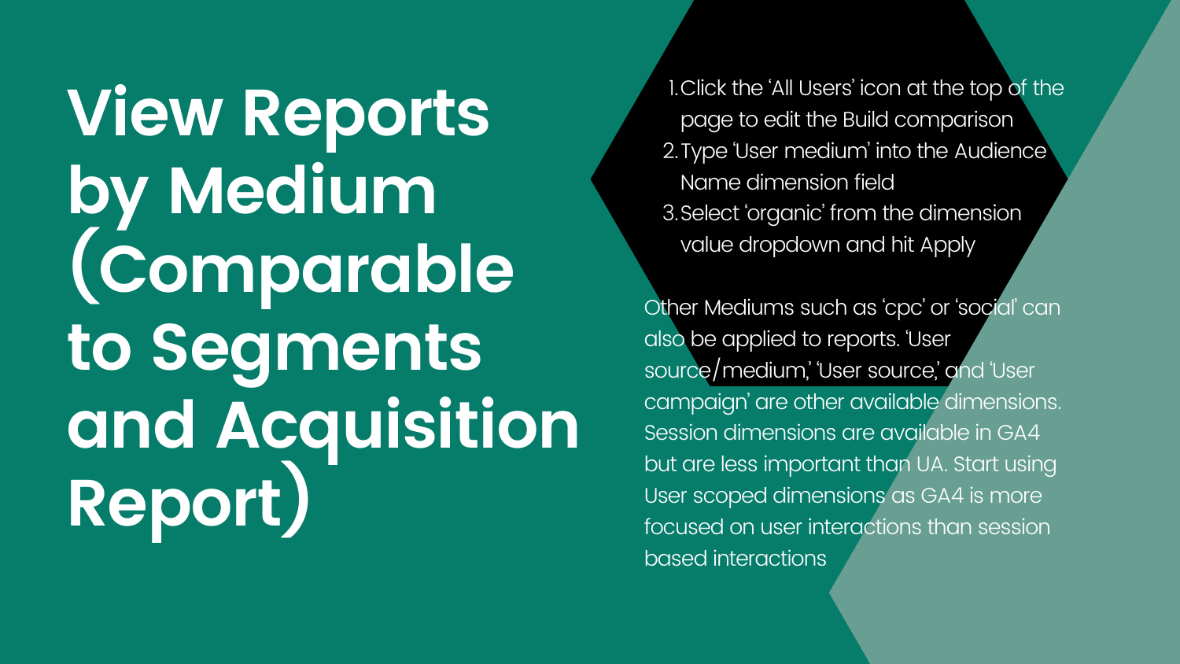# View Reports by Medium (Comparable to Segments and Acquisition Report)

1. Click the ‘All Users’ icon at the top of the page to edit the Build comparison
2. Type ‘User medium’ into the Audience Name dimension field
3. Select ‘organic’ from the dimension value dropdown and hit Apply

Other Mediums such as ‘cpc’ or ‘social’ can also be applied to reports. ‘User source/medium,’ ‘User source,’ and ‘User campaign’ are other available dimensions. Session dimensions are available in GA4 but are less important than UA. Start using User scoped dimensions as GA4 is more focused on user interactions than session based interactions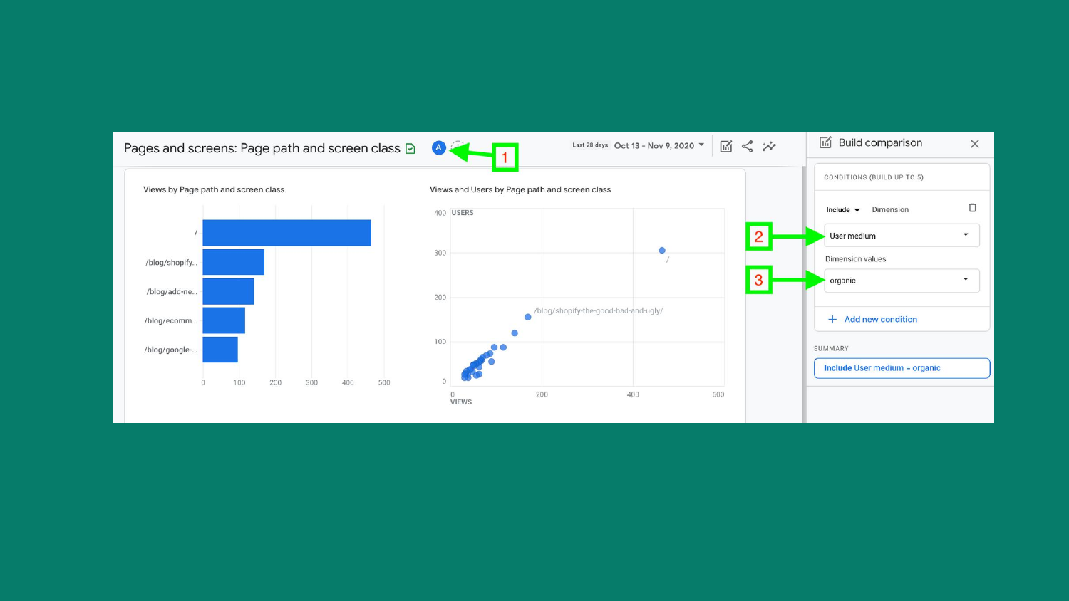Pages and screens: Page path and screen class

Last 28 days Oct 13 - Nov 9, 2020

Views by Page path and screen class

- /
- /blog/shopify...
- /blog/add-ne...
- /blog/ecomm...
- /blog/google-...

0 100 200 300 400 500

Views and Users by Page path and screen class

USERS

400 300 200 100 0

/blog/shopify-the-good-bad-and-ugly/

/

0 200 400 600

VIEWS

Build comparison

CONDITIONS (BUILD UP TO 5)

Include Dimension

User medium

Dimension values

organic

+ Add new condition

SUMMARY

Include User medium = organic

1

2

3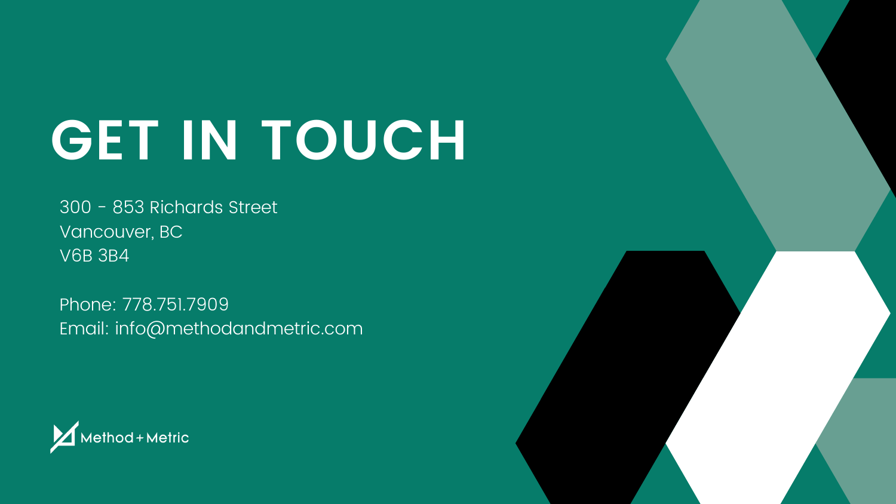# GET IN TOUCH

300 - 853 Richards Street
Vancouver, BC
V6B 3B4

Phone: 778.751.7909
Email: info@methodandmetric.com

Method + Metric